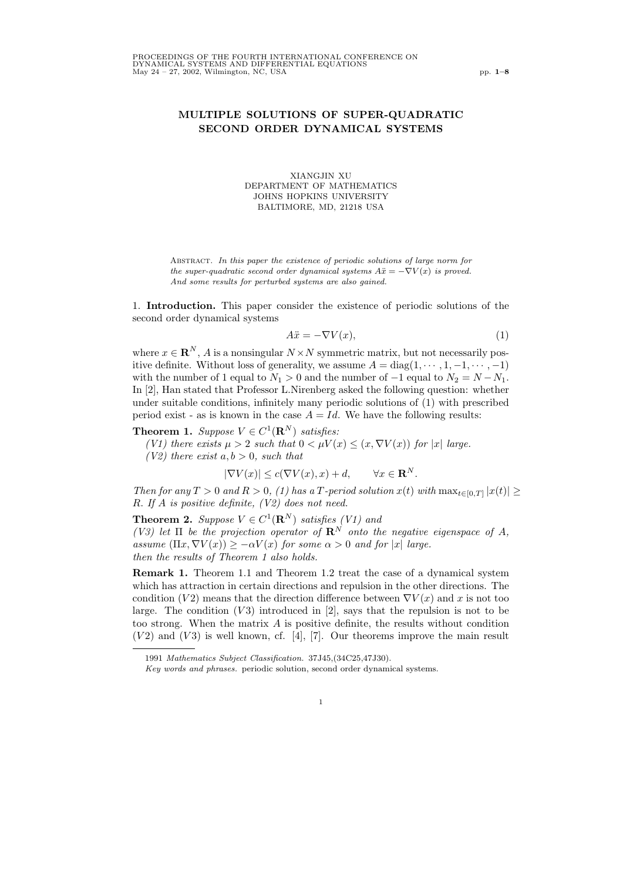# MULTIPLE SOLUTIONS OF SUPER-QUADRATIC SECOND ORDER DYNAMICAL SYSTEMS

XIANGJIN XU
DEPARTMENT OF MATHEMATICS
JOHNS HOPKINS UNIVERSITY
BALTIMORE, MD, 21218 USA

Abstract. *In this paper the existence of periodic solutions of large norm for the super-quadratic second order dynamical systems $A\ddot{x} = -\nabla V(x)$ is proved. And some results for perturbed systems are also gained.*

1. **Introduction.** This paper consider the existence of periodic solutions of the second order dynamical systems

$$A\ddot{x} = -\nabla V(x), \tag{1}$$

where $x \in \mathbf{R}^N$, $A$ is a nonsingular $N \times N$ symmetric matrix, but not necessarily positive definite. Without loss of generality, we assume $A = \mathrm{diag}(1, \cdots, 1, -1, \cdots, -1)$ with the number of 1 equal to $N_1 > 0$ and the number of $-1$ equal to $N_2 = N - N_1$. In [2], Han stated that Professor L.Nirenberg asked the following question: whether under suitable conditions, infinitely many periodic solutions of (1) with prescribed period exist - as is known in the case $A = Id$. We have the following results:

**Theorem 1.** *Suppose $V \in C^1(\mathbf{R}^N)$ satisfies:*
*(V1) there exists $\mu > 2$ such that $0 < \mu V(x) \leq (x, \nabla V(x))$ for $|x|$ large.*
*(V2) there exist $a, b > 0$, such that*

$$|\nabla V(x)| \leq c(\nabla V(x), x) + d, \qquad \forall x \in \mathbf{R}^N.$$

*Then for any $T > 0$ and $R > 0$, (1) has a $T$-period solution $x(t)$ with $\max_{t\in[0,T]} |x(t)| \geq R$. If $A$ is positive definite, (V2) does not need.*

**Theorem 2.** *Suppose $V \in C^1(\mathbf{R}^N)$ satisfies (V1) and*
*(V3) let $\Pi$ be the projection operator of $\mathbf{R}^N$ onto the negative eigenspace of $A$, assume $(\Pi x, \nabla V(x)) \geq -\alpha V(x)$ for some $\alpha > 0$ and for $|x|$ large.*
*then the results of Theorem 1 also holds.*

**Remark 1.** Theorem 1.1 and Theorem 1.2 treat the case of a dynamical system which has attraction in certain directions and repulsion in the other directions. The condition $(V2)$ means that the direction difference between $\nabla V(x)$ and $x$ is not too large. The condition $(V3)$ introduced in [2], says that the repulsion is not to be too strong. When the matrix $A$ is positive definite, the results without condition $(V2)$ and $(V3)$ is well known, cf. [4], [7]. Our theorems improve the main result

1991 *Mathematics Subject Classification.* 37J45,(34C25,47J30).

*Key words and phrases.* periodic solution, second order dynamical systems.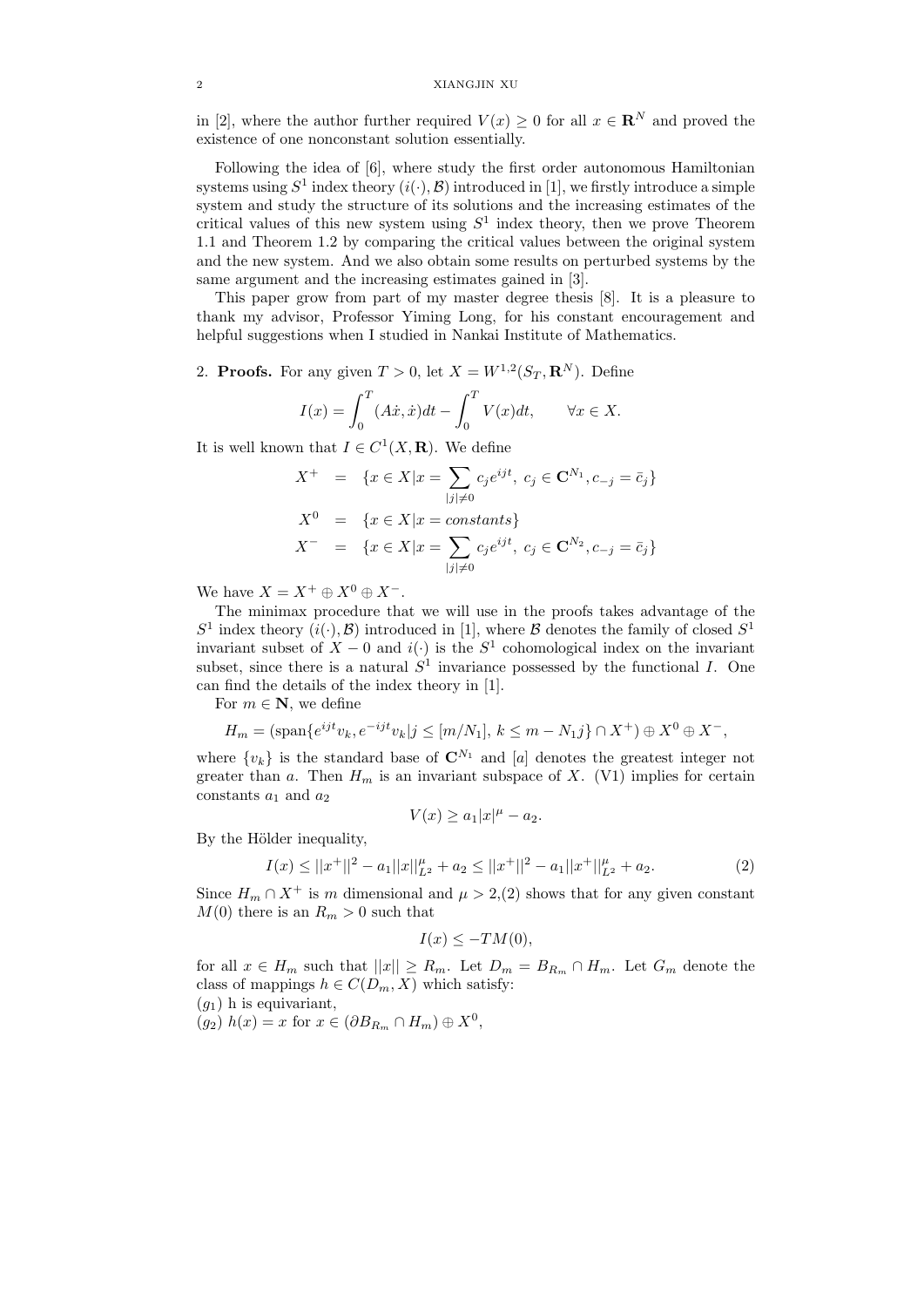in [2], where the author further required $V(x) \geq 0$ for all $x \in \mathbf{R}^N$ and proved the existence of one nonconstant solution essentially.

Following the idea of [6], where study the first order autonomous Hamiltonian systems using $S^1$ index theory $(i(\cdot), \mathcal{B})$ introduced in [1], we firstly introduce a simple system and study the structure of its solutions and the increasing estimates of the critical values of this new system using $S^1$ index theory, then we prove Theorem 1.1 and Theorem 1.2 by comparing the critical values between the original system and the new system. And we also obtain some results on perturbed systems by the same argument and the increasing estimates gained in [3].

This paper grow from part of my master degree thesis [8]. It is a pleasure to thank my advisor, Professor Yiming Long, for his constant encouragement and helpful suggestions when I studied in Nankai Institute of Mathematics.

2. **Proofs.** For any given $T > 0$, let $X = W^{1,2}(S_T, \mathbf{R}^N)$. Define

$$I(x) = \int_0^T (A\dot{x}, \dot{x})dt - \int_0^T V(x)dt, \qquad \forall x \in X.$$

It is well known that $I \in C^1(X, \mathbf{R})$. We define

$$\begin{aligned} X^+ &= \{x \in X | x = \sum_{|j| \neq 0} c_j e^{ijt}, \ c_j \in \mathbf{C}^{N_1}, c_{-j} = \bar{c}_j\} \\ X^0 &= \{x \in X | x = constants\} \\ X^- &= \{x \in X | x = \sum_{|j| \neq 0} c_j e^{ijt}, \ c_j \in \mathbf{C}^{N_2}, c_{-j} = \bar{c}_j\} \end{aligned}$$

We have $X = X^+ \oplus X^0 \oplus X^-$.

The minimax procedure that we will use in the proofs takes advantage of the $S^1$ index theory $(i(\cdot), \mathcal{B})$ introduced in [1], where $\mathcal{B}$ denotes the family of closed $S^1$ invariant subset of $X - 0$ and $i(\cdot)$ is the $S^1$ cohomological index on the invariant subset, since there is a natural $S^1$ invariance possessed by the functional $I$. One can find the details of the index theory in [1].

For $m \in \mathbf{N}$, we define

$$H_m = (\text{span}\{e^{ijt}v_k, e^{-ijt}v_k | j \leq [m/N_1], \, k \leq m - N_1 j\} \cap X^+) \oplus X^0 \oplus X^-,$$

where $\{v_k\}$ is the standard base of $\mathbf{C}^{N_1}$ and $[a]$ denotes the greatest integer not greater than $a$. Then $H_m$ is an invariant subspace of $X$. (V1) implies for certain constants $a_1$ and $a_2$

$$V(x) \geq a_1 |x|^\mu - a_2.$$

By the Hölder inequality,

$$I(x) \leq ||x^+||^2 - a_1 ||x||_{L^2}^\mu + a_2 \leq ||x^+||^2 - a_1 ||x^+||_{L^2}^\mu + a_2. \tag{2}$$

Since $H_m \cap X^+$ is $m$ dimensional and $\mu > 2$,(2) shows that for any given constant $M(0)$ there is an $R_m > 0$ such that

$$I(x) \leq -TM(0),$$

for all $x \in H_m$ such that $||x|| \geq R_m$. Let $D_m = B_{R_m} \cap H_m$. Let $G_m$ denote the class of mappings $h \in C(D_m, X)$ which satisfy:
$(g_1)$ h is equivariant,
$(g_2)$ $h(x) = x$ for $x \in (\partial B_{R_m} \cap H_m) \oplus X^0$,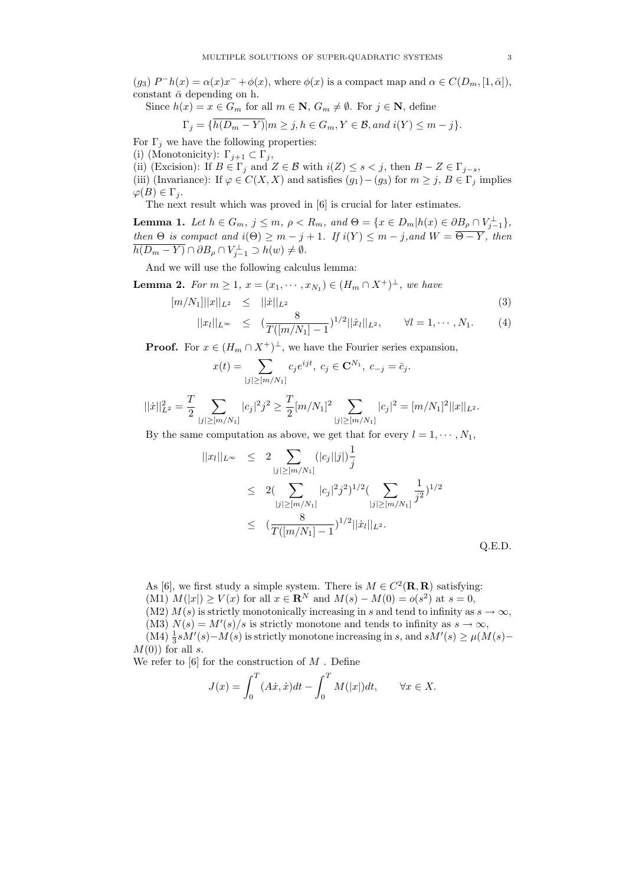$(g_3)$ $P^-h(x) = \alpha(x)x^- + \phi(x)$, where $\phi(x)$ is a compact map and $\alpha \in C(D_m, [1, \bar{\alpha}])$, constant $\bar{\alpha}$ depending on h.

Since $h(x) = x \in G_m$ for all $m \in \mathbf{N}$, $G_m \neq \emptyset$. For $j \in \mathbf{N}$, define

$$\Gamma_j = \{\overline{h(D_m - Y)} | m \geq j, h \in G_m, Y \in \mathcal{B}, and\ i(Y) \leq m - j\}.$$

For $\Gamma_j$ we have the following properties:

(i) (Monotonicity): $\Gamma_{j+1} \subset \Gamma_j$,

(ii) (Excision): If $B \in \Gamma_j$ and $Z \in \mathcal{B}$ with $i(Z) \leq s < j$, then $B - Z \in \Gamma_{j-s}$,

(iii) (Invariance): If $\varphi \in C(X, X)$ and satisfies $(g_1)-(g_3)$ for $m \geq j$, $B \in \Gamma_j$ implies $\varphi(B) \in \Gamma_j$.

The next result which was proved in [6] is crucial for later estimates.

**Lemma 1.** *Let $h \in G_m$, $j \leq m$, $\rho < R_m$, and $\Theta = \{x \in D_m | h(x) \in \partial B_\rho \cap V_{j-1}^\perp\}$, then $\Theta$ is compact and $i(\Theta) \geq m - j + 1$. If $i(Y) \leq m - j$, and $W = \overline{\Theta - Y}$, then $\overline{h(D_m - Y)} \cap \partial B_\rho \cap V_{j-1}^\perp \supset h(w) \neq \emptyset$.*

And we will use the following calculus lemma:

**Lemma 2.** *For $m \geq 1$, $x = (x_1, \cdots, x_{N_1}) \in (H_m \cap X^+)^\perp$, we have*

$$[m/N_1]||x||_{L^2} \leq ||\dot{x}||_{L^2} \tag{3}$$

$$||x_l||_{L^\infty} \leq \left(\frac{8}{T([m/N_1] - 1)}\right)^{1/2} ||\dot{x}_l||_{L^2}, \qquad \forall l = 1, \cdots, N_1. \tag{4}$$

**Proof.** For $x \in (H_m \cap X^+)^\perp$, we have the Fourier series expansion,

$$x(t) = \sum_{|j| \geq [m/N_1]} c_j e^{ijt},\ c_j \in \mathbf{C}^{N_1},\ c_{-j} = \bar{c}_j.$$

$$||\dot{x}||_{L^2}^2 = \frac{T}{2} \sum_{|j| \geq [m/N_1]} |c_j|^2 j^2 \geq \frac{T}{2} [m/N_1]^2 \sum_{|j| \geq [m/N_1]} |c_j|^2 = [m/N_1]^2 ||x||_{L^2}.$$

By the same computation as above, we get that for every $l = 1, \cdots, N_1$,

$$\begin{aligned}
||x_l||_{L^\infty} &\leq 2 \sum_{|j| \geq [m/N_1]} (|c_j||j|)\frac{1}{j} \\
&\leq 2\Big(\sum_{|j| \geq [m/N_1]} |c_j|^2 j^2\Big)^{1/2} \Big(\sum_{|j| \geq [m/N_1]} \frac{1}{j^2}\Big)^{1/2} \\
&\leq \left(\frac{8}{T([m/N_1] - 1)}\right)^{1/2} ||\dot{x}_l||_{L^2}.
\end{aligned}$$

Q.E.D.

As [6], we first study a simple system. There is $M \in C^2(\mathbf{R}, \mathbf{R})$ satisfying:

(M1) $M(|x|) \geq V(x)$ for all $x \in \mathbf{R}^N$ and $M(s) - M(0) = o(s^2)$ at $s = 0$,

(M2) $M(s)$ is strictly monotonically increasing in $s$ and tend to infinity as $s \to \infty$,

(M3) $N(s) = M'(s)/s$ is strictly monotone and tends to infinity as $s \to \infty$,

(M4) $\frac{1}{3}sM'(s) - M(s)$ is strictly monotone increasing in $s$, and $sM'(s) \geq \mu(M(s) - M(0))$ for all $s$.

We refer to [6] for the construction of $M$. Define

$$J(x) = \int_0^T (A\dot{x}, \dot{x})dt - \int_0^T M(|x|)dt, \qquad \forall x \in X.$$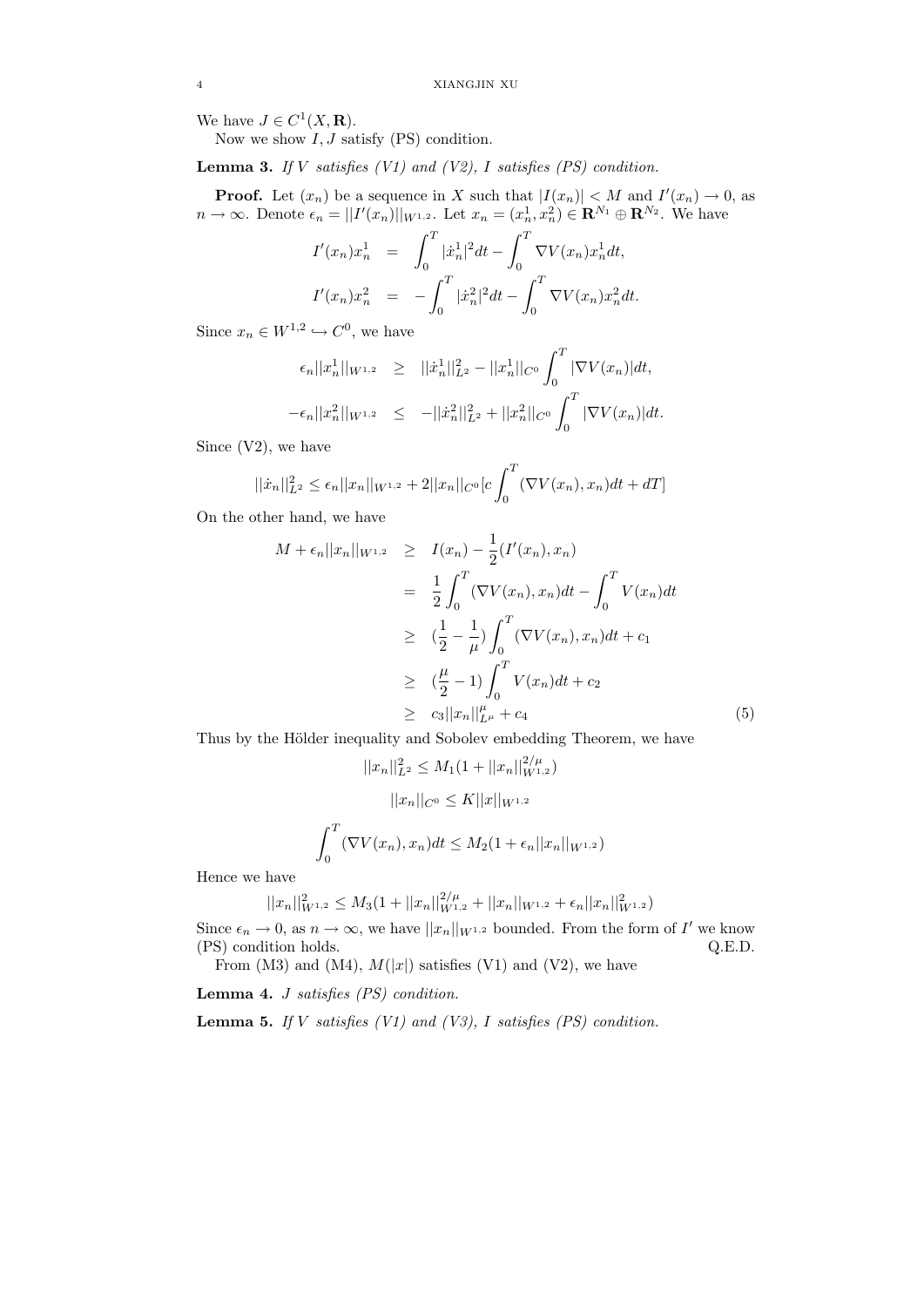We have $J \in C^1(X, \mathbf{R})$.

Now we show $I, J$ satisfy (PS) condition.

**Lemma 3.** *If $V$ satisfies (V1) and (V2), $I$ satisfies (PS) condition.*

**Proof.** Let $(x_n)$ be a sequence in $X$ such that $|I(x_n)| < M$ and $I'(x_n) \to 0$, as $n \to \infty$. Denote $\epsilon_n = ||I'(x_n)||_{W^{1,2}}$. Let $x_n = (x_n^1, x_n^2) \in \mathbf{R}^{N_1} \oplus \mathbf{R}^{N_2}$. We have

$$
\begin{aligned}
I'(x_n)x_n^1 &= \int_0^T |\dot{x}_n^1|^2 dt - \int_0^T \nabla V(x_n) x_n^1 dt, \\
I'(x_n)x_n^2 &= -\int_0^T |\dot{x}_n^2|^2 dt - \int_0^T \nabla V(x_n) x_n^2 dt.
\end{aligned}
$$

Since $x_n \in W^{1,2} \hookrightarrow C^0$, we have

$$
\begin{aligned}
\epsilon_n ||x_n^1||_{W^{1,2}} &\geq ||\dot{x}_n^1||_{L^2}^2 - ||x_n^1||_{C^0} \int_0^T |\nabla V(x_n)| dt, \\
-\epsilon_n ||x_n^2||_{W^{1,2}} &\leq -||\dot{x}_n^2||_{L^2}^2 + ||x_n^2||_{C^0} \int_0^T |\nabla V(x_n)| dt.
\end{aligned}
$$

Since (V2), we have

$$
||\dot{x}_n||_{L^2}^2 \leq \epsilon_n ||x_n||_{W^{1,2}} + 2||x_n||_{C^0}[c \int_0^T (\nabla V(x_n), x_n) dt + dT]
$$

On the other hand, we have

$$
\begin{aligned}
M + \epsilon_n ||x_n||_{W^{1,2}} &\geq I(x_n) - \frac{1}{2}(I'(x_n), x_n) \\
&= \frac{1}{2} \int_0^T (\nabla V(x_n), x_n) dt - \int_0^T V(x_n) dt \\
&\geq (\frac{1}{2} - \frac{1}{\mu}) \int_0^T (\nabla V(x_n), x_n) dt + c_1 \\
&\geq (\frac{\mu}{2} - 1) \int_0^T V(x_n) dt + c_2 \\
&\geq c_3 ||x_n||_{L^\mu}^\mu + c_4 \qquad (5)
\end{aligned}
$$

Thus by the Hölder inequality and Sobolev embedding Theorem, we have

$$
||x_n||_{L^2}^2 \leq M_1(1 + ||x_n||_{W^{1,2}}^{2/\mu})
$$

$$
||x_n||_{C^0} \leq K||x||_{W^{1,2}}
$$

$$
\int_0^T (\nabla V(x_n), x_n) dt \leq M_2(1 + \epsilon_n ||x_n||_{W^{1,2}})
$$

Hence we have

$$
||x_n||_{W^{1,2}}^2 \leq M_3(1 + ||x_n||_{W^{1,2}}^{2/\mu} + ||x_n||_{W^{1,2}} + \epsilon_n ||x_n||_{W^{1,2}}^2)
$$

Since $\epsilon_n \to 0$, as $n \to \infty$, we have $||x_n||_{W^{1,2}}$ bounded. From the form of $I'$ we know (PS) condition holds. Q.E.D.

From (M3) and (M4), $M(|x|)$ satisfies (V1) and (V2), we have

**Lemma 4.** *$J$ satisfies (PS) condition.*

**Lemma 5.** *If $V$ satisfies (V1) and (V3), $I$ satisfies (PS) condition.*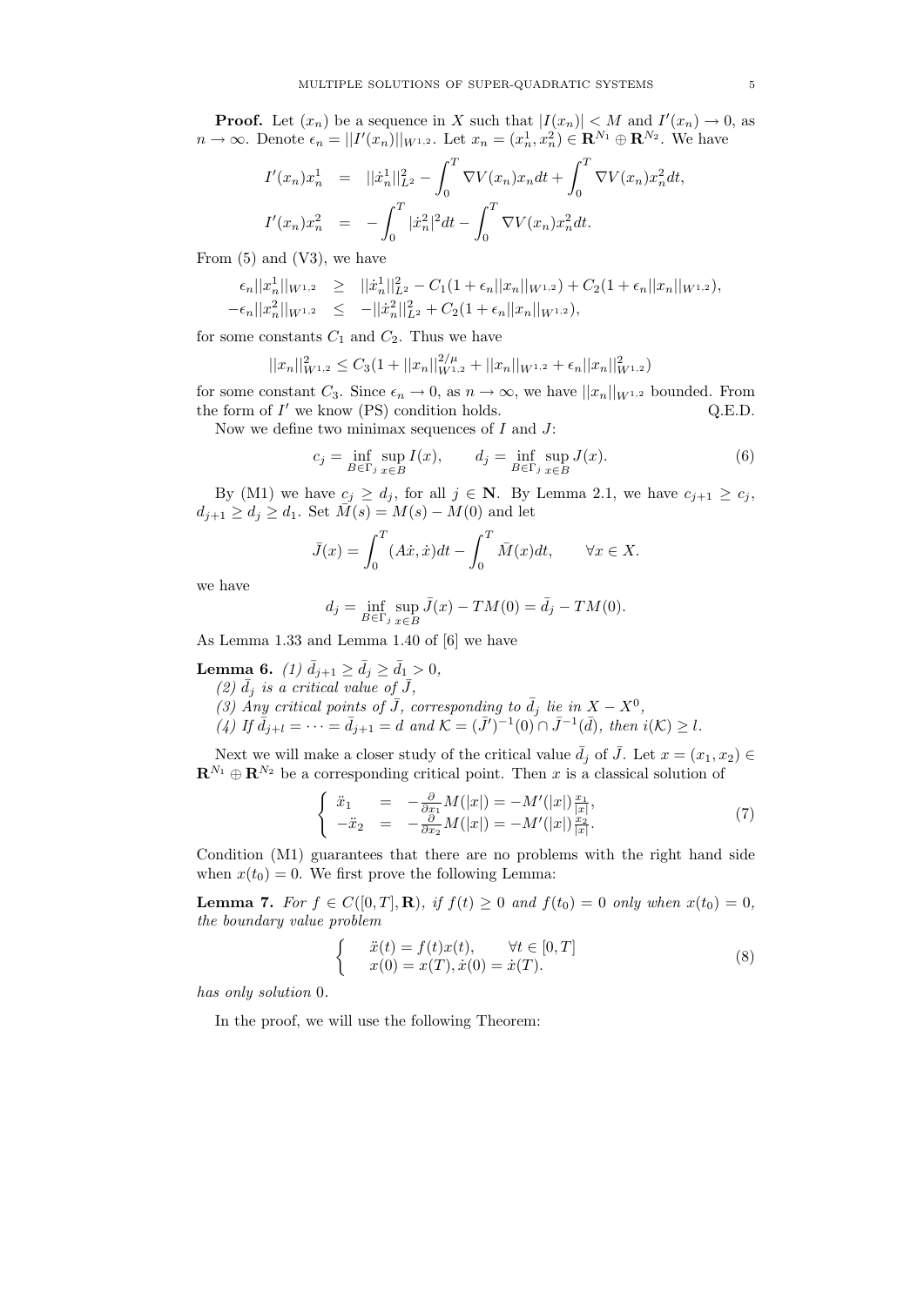**Proof.** Let $(x_n)$ be a sequence in $X$ such that $|I(x_n)| < M$ and $I'(x_n) \to 0$, as $n \to \infty$. Denote $\epsilon_n = ||I'(x_n)||_{W^{1,2}}$. Let $x_n = (x_n^1, x_n^2) \in \mathbf{R}^{N_1} \oplus \mathbf{R}^{N_2}$. We have

$$
\begin{aligned}
I'(x_n)x_n^1 &= ||\dot{x}_n^1||_{L^2}^2 - \int_0^T \nabla V(x_n)x_n dt + \int_0^T \nabla V(x_n)x_n^2 dt, \\
I'(x_n)x_n^2 &= -\int_0^T |\dot{x}_n^2|^2 dt - \int_0^T \nabla V(x_n)x_n^2 dt.
\end{aligned}
$$

From (5) and (V3), we have

$$
\begin{aligned}
\epsilon_n ||x_n^1||_{W^{1,2}} &\geq ||\dot{x}_n^1||_{L^2}^2 - C_1(1 + \epsilon_n ||x_n||_{W^{1,2}}) + C_2(1 + \epsilon_n ||x_n||_{W^{1,2}}), \\
-\epsilon_n ||x_n^2||_{W^{1,2}} &\leq -||\dot{x}_n^2||_{L^2}^2 + C_2(1 + \epsilon_n ||x_n||_{W^{1,2}}),
\end{aligned}
$$

for some constants $C_1$ and $C_2$. Thus we have

$$
||x_n||_{W^{1,2}}^2 \leq C_3(1 + ||x_n||_{W^{1,2}}^{2/\mu} + ||x_n||_{W^{1,2}} + \epsilon_n ||x_n||_{W^{1,2}}^2)
$$

for some constant $C_3$. Since $\epsilon_n \to 0$, as $n \to \infty$, we have $||x_n||_{W^{1,2}}$ bounded. From the form of $I'$ we know (PS) condition holds. Q.E.D.

Now we define two minimax sequences of $I$ and $J$:

$$
c_j = \inf_{B \in \Gamma_j} \sup_{x \in B} I(x), \qquad d_j = \inf_{B \in \Gamma_j} \sup_{x \in B} J(x). \tag{6}
$$

By (M1) we have $c_j \geq d_j$, for all $j \in \mathbf{N}$. By Lemma 2.1, we have $c_{j+1} \geq c_j$, $d_{j+1} \geq d_j \geq d_1$. Set $\bar{M}(s) = M(s) - M(0)$ and let

$$
\bar{J}(x) = \int_0^T (A\dot{x}, \dot{x}) dt - \int_0^T \bar{M}(x) dt, \qquad \forall x \in X.
$$

we have

$$
d_j = \inf_{B \in \Gamma_j} \sup_{x \in B} \bar{J}(x) - TM(0) = \bar{d}_j - TM(0).
$$

As Lemma 1.33 and Lemma 1.40 of [6] we have

**Lemma 6.** *(1) $\bar{d}_{j+1} \geq \bar{d}_j \geq \bar{d}_1 > 0$,*
*(2) $\bar{d}_j$ is a critical value of $\bar{J}$,*
*(3) Any critical points of $\bar{J}$, corresponding to $\bar{d}_j$ lie in $X - X^0$,*
*(4) If $\bar{d}_{j+l} = \cdots = \bar{d}_{j+1} = d$ and $\mathcal{K} = (\bar{J}')^{-1}(0) \cap \bar{J}^{-1}(\bar{d})$, then $i(\mathcal{K}) \geq l$.*

Next we will make a closer study of the critical value $\bar{d}_j$ of $\bar{J}$. Let $x = (x_1, x_2) \in \mathbf{R}^{N_1} \oplus \mathbf{R}^{N_2}$ be a corresponding critical point. Then $x$ is a classical solution of

$$
\left\{
\begin{array}{rcl}
\ddot{x}_1 &=& -\frac{\partial}{\partial x_1} M(|x|) = -M'(|x|) \frac{x_1}{|x|}, \\
-\ddot{x}_2 &=& -\frac{\partial}{\partial x_2} M(|x|) = -M'(|x|) \frac{x_2}{|x|}.
\end{array}
\right. \tag{7}
$$

Condition (M1) guarantees that there are no problems with the right hand side when $x(t_0) = 0$. We first prove the following Lemma:

**Lemma 7.** *For $f \in C([0,T], \mathbf{R})$, if $f(t) \geq 0$ and $f(t_0) = 0$ only when $x(t_0) = 0$, the boundary value problem*

$$
\left\{
\begin{array}{ll}
\ddot{x}(t) = f(t)x(t), & \forall t \in [0,T] \\
x(0) = x(T), \dot{x}(0) = \dot{x}(T).
\end{array}
\right. \tag{8}
$$

*has only solution* $0$.

In the proof, we will use the following Theorem: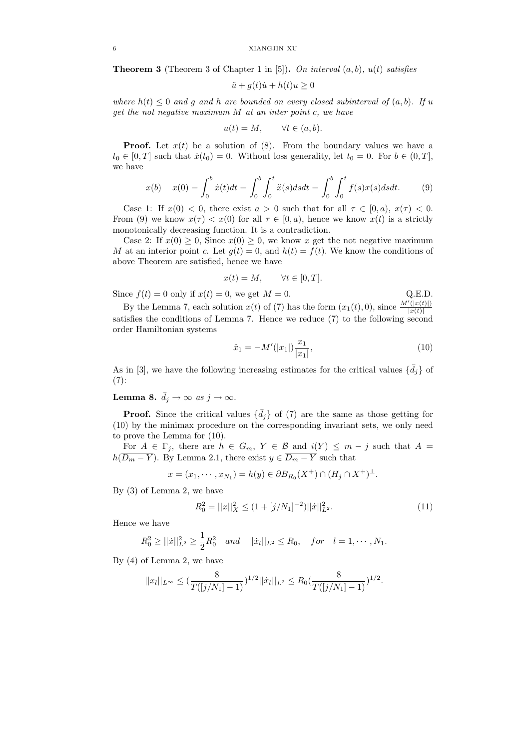**Theorem 3** (Theorem 3 of Chapter 1 in [5])**.** *On interval $(a, b)$, $u(t)$ satisfies*

$$\ddot{u} + g(t)\dot{u} + h(t)u \geq 0$$

*where $h(t) \leq 0$ and $g$ and $h$ are bounded on every closed subinterval of $(a, b)$. If $u$ get the not negative maximum $M$ at an inter point $c$, we have*

$$u(t) = M, \qquad \forall t \in (a, b).$$

**Proof.** Let $x(t)$ be a solution of (8). From the boundary values we have a $t_0 \in [0, T]$ such that $\dot{x}(t_0) = 0$. Without loss generality, let $t_0 = 0$. For $b \in (0, T]$, we have

$$x(b) - x(0) = \int_0^b \dot{x}(t)dt = \int_0^b \int_0^t \ddot{x}(s)dsdt = \int_0^b \int_0^t f(s)x(s)dsdt. \tag{9}$$

Case 1: If $x(0) < 0$, there exist $a > 0$ such that for all $\tau \in [0, a)$, $x(\tau) < 0$. From (9) we know $x(\tau) < x(0)$ for all $\tau \in [0, a)$, hence we know $x(t)$ is a strictly monotonically decreasing function. It is a contradiction.

Case 2: If $x(0) \geq 0$, Since $x(0) \geq 0$, we know $x$ get the not negative maximum $M$ at an interior point $c$. Let $g(t) = 0$, and $h(t) = f(t)$. We know the conditions of above Theorem are satisfied, hence we have

$$x(t) = M, \qquad \forall t \in [0, T].$$

Since $f(t) = 0$ only if $x(t) = 0$, we get $M = 0$. Q.E.D.

By the Lemma 7, each solution $x(t)$ of (7) has the form $(x_1(t), 0)$, since $\frac{M'(|x(t)|)}{|x(t)|}$ satisfies the conditions of Lemma 7. Hence we reduce (7) to the following second order Hamiltonian systems

$$\ddot{x}_1 = -M'(|x_1|)\frac{x_1}{|x_1|}, \tag{10}$$

As in [3], we have the following increasing estimates for the critical values $\{\bar{d}_j\}$ of (7):

**Lemma 8.** *$\bar{d}_j \to \infty$ as $j \to \infty$.*

**Proof.** Since the critical values $\{\bar{d}_j\}$ of (7) are the same as those getting for (10) by the minimax procedure on the corresponding invariant sets, we only need to prove the Lemma for (10).

For $A \in \Gamma_j$, there are $h \in G_m$, $Y \in \mathcal{B}$ and $i(Y) \leq m - j$ such that $A = h(\overline{D_m - Y})$. By Lemma 2.1, there exist $y \in \overline{D_m - Y}$ such that

$$x = (x_1, \cdots, x_{N_1}) = h(y) \in \partial B_{R_0}(X^+) \cap (H_j \cap X^+)^{\perp}.$$

By (3) of Lemma 2, we have

$$R_0^2 = ||x||_X^2 \leq (1 + [j/N_1]^{-2})||\dot{x}||_{L^2}^2. \tag{11}$$

Hence we have

$$R_0^2 \geq ||\dot{x}||_{L^2}^2 \geq \frac{1}{2}R_0^2 \quad and \quad ||\dot{x}_l||_{L^2} \leq R_0, \quad for \quad l = 1, \cdots, N_1.$$

By (4) of Lemma 2, we have

$$||x_l||_{L^\infty} \leq (\frac{8}{T([j/N_1] - 1)})^{1/2}||\dot{x}_l||_{L^2} \leq R_0(\frac{8}{T([j/N_1] - 1)})^{1/2}.$$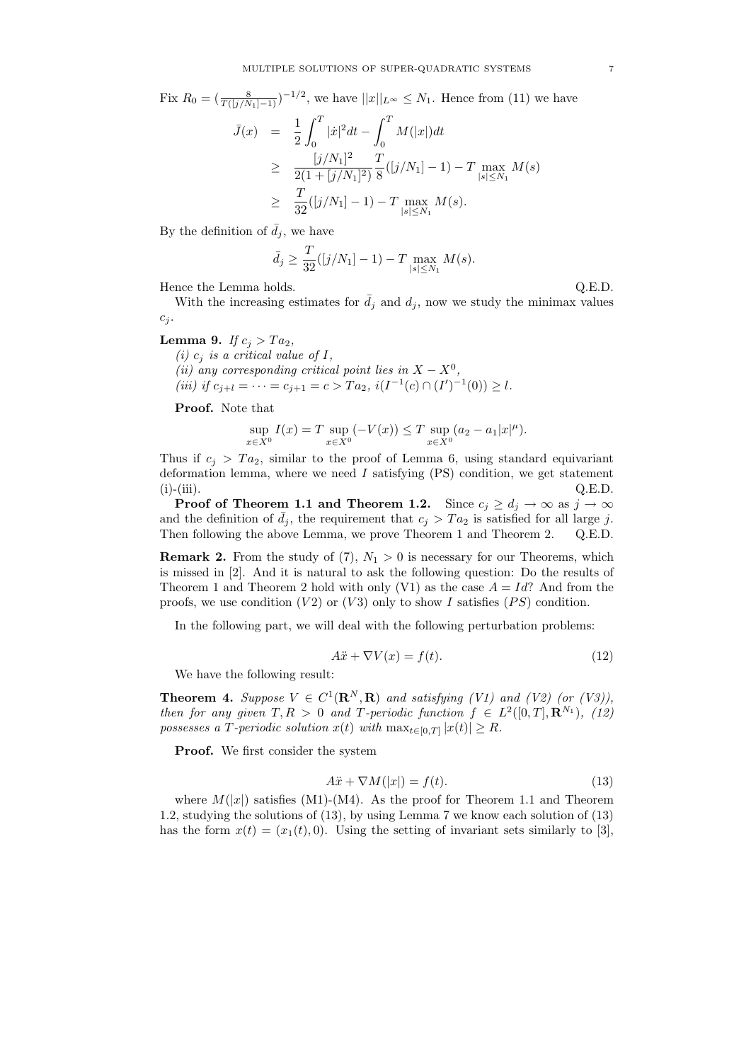Fix $R_0 = (\frac{8}{T([j/N_1]-1)})^{-1/2}$, we have $||x||_{L^\infty} \leq N_1$. Hence from (11) we have

$$
\begin{aligned}
\bar{J}(x) &= \frac{1}{2}\int_0^T |\dot{x}|^2 dt - \int_0^T M(|x|)dt \\
&\geq \frac{[j/N_1]^2}{2(1+[j/N_1]^2)}\frac{T}{8}([j/N_1]-1) - T\max_{|s|\leq N_1} M(s) \\
&\geq \frac{T}{32}([j/N_1]-1) - T\max_{|s|\leq N_1} M(s).
\end{aligned}
$$

By the definition of $\bar{d}_j$, we have

$$
\bar{d}_j \geq \frac{T}{32}([j/N_1]-1) - T\max_{|s|\leq N_1} M(s).
$$

Hence the Lemma holds. Q.E.D.

With the increasing estimates for $\bar{d}_j$ and $d_j$, now we study the minimax values $c_j$.

**Lemma 9.** *If $c_j > Ta_2$,*
*(i) $c_j$ is a critical value of $I$,*
*(ii) any corresponding critical point lies in $X - X^0$,*
*(iii) if $c_{j+l} = \cdots = c_{j+1} = c > Ta_2$, $i(I^{-1}(c) \cap (I')^{-1}(0)) \geq l$.*

**Proof.** Note that

$$
\sup_{x\in X^0} I(x) = T\sup_{x\in X^0}(-V(x)) \leq T\sup_{x\in X^0}(a_2 - a_1|x|^\mu).
$$

Thus if $c_j > Ta_2$, similar to the proof of Lemma 6, using standard equivariant deformation lemma, where we need $I$ satisfying (PS) condition, we get statement (i)-(iii). Q.E.D.

**Proof of Theorem 1.1 and Theorem 1.2.** Since $c_j \geq d_j \to \infty$ as $j \to \infty$ and the definition of $\bar{d}_j$, the requirement that $c_j > Ta_2$ is satisfied for all large $j$. Then following the above Lemma, we prove Theorem 1 and Theorem 2. Q.E.D.

**Remark 2.** From the study of (7), $N_1 > 0$ is necessary for our Theorems, which is missed in [2]. And it is natural to ask the following question: Do the results of Theorem 1 and Theorem 2 hold with only (V1) as the case $A = Id$? And from the proofs, we use condition $(V2)$ or $(V3)$ only to show $I$ satisfies $(PS)$ condition.

In the following part, we will deal with the following perturbation problems:

$$
A\ddot{x} + \nabla V(x) = f(t). \tag{12}
$$

We have the following result:

**Theorem 4.** *Suppose $V \in C^1(\mathbf{R}^N, \mathbf{R})$ and satisfying (V1) and (V2) (or (V3)), then for any given $T, R > 0$ and $T$-periodic function $f \in L^2([0,T], \mathbf{R}^{N_1})$, (12) possesses a $T$-periodic solution $x(t)$ with $\max_{t\in[0,T]} |x(t)| \geq R$.*

**Proof.** We first consider the system

$$
A\ddot{x} + \nabla M(|x|) = f(t). \tag{13}
$$

where $M(|x|)$ satisfies (M1)-(M4). As the proof for Theorem 1.1 and Theorem 1.2, studying the solutions of (13), by using Lemma 7 we know each solution of (13) has the form $x(t) = (x_1(t), 0)$. Using the setting of invariant sets similarly to [3],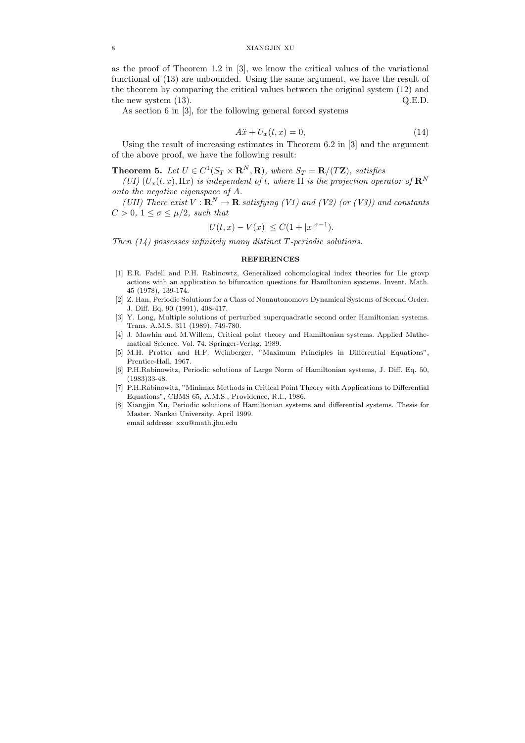as the proof of Theorem 1.2 in [3], we know the critical values of the variational functional of (13) are unbounded. Using the same argument, we have the result of the theorem by comparing the critical values between the original system (12) and the new system (13). Q.E.D.

As section 6 in [3], for the following general forced systems

$$A\ddot{x} + U_x(t, x) = 0, \tag{14}$$

Using the result of increasing estimates in Theorem 6.2 in [3] and the argument of the above proof, we have the following result:

**Theorem 5.** *Let $U \in C^1(S_T \times \mathbf{R}^N, \mathbf{R})$, where $S_T = \mathbf{R}/(T\mathbf{Z})$, satisfies*

*(UI) $(U_x(t, x), \Pi x)$ is independent of $t$, where $\Pi$ is the projection operator of $\mathbf{R}^N$ onto the negative eigenspace of $A$.*

*(UII) There exist $V : \mathbf{R}^N \to \mathbf{R}$ satisfying (V1) and (V2) (or (V3)) and constants $C > 0$, $1 \le \sigma \le \mu/2$, such that*

$$|U(t, x) - V(x)| \le C(1 + |x|^{\sigma - 1}).$$

*Then (14) possesses infinitely many distinct $T$-periodic solutions.*

## REFERENCES

[1] E.R. Fadell and P.H. Rabinowtz, Generalized cohomological index theories for Lie grovp actions with an application to bifurcation questions for Hamiltonian systems. Invent. Math. 45 (1978), 139-174.

[2] Z. Han, Periodic Solutions for a Class of Nonautonomovs Dynamical Systems of Second Order. J. Diff. Eq, 90 (1991), 408-417.

[3] Y. Long, Multiple solutions of perturbed superquadratic second order Hamiltonian systems. Trans. A.M.S. 311 (1989), 749-780.

[4] J. Mawhin and M.Willem, Critical point theory and Hamiltonian systems. Applied Mathematical Science. Vol. 74. Springer-Verlag, 1989.

[5] M.H. Protter and H.F. Weinberger, "Maximum Principles in Differential Equations", Prentice-Hall, 1967.

[6] P.H.Rabinowitz, Periodic solutions of Large Norm of Hamiltonian systems, J. Diff. Eq. 50, (1983)33-48.

[7] P.H.Rabinowitz, "Minimax Methods in Critical Point Theory with Applications to Differential Equations", CBMS 65, A.M.S., Providence, R.I., 1986.

[8] Xiangjin Xu, Periodic solutions of Hamiltonian systems and differential systems. Thesis for Master. Nankai University. April 1999.

email address: xxu@math.jhu.edu